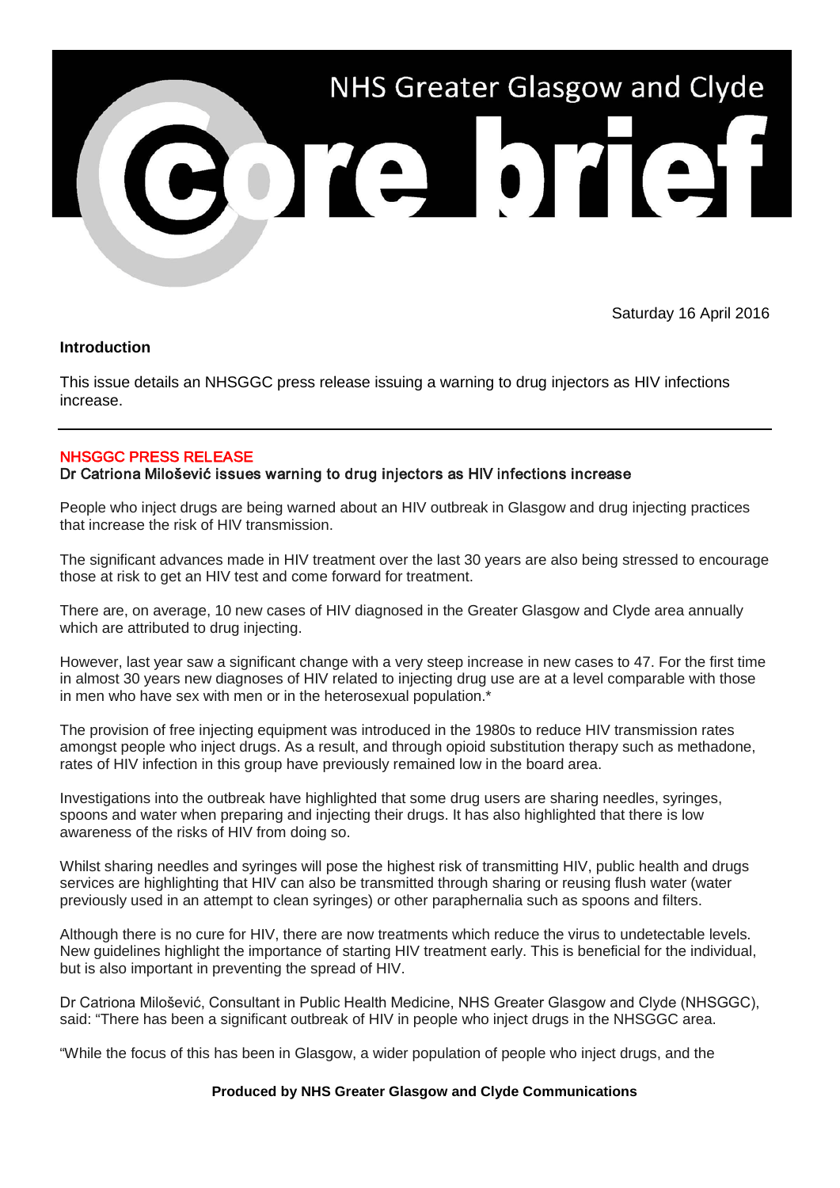# NHS Greater Glasgow and Clyde

# Core brief

Saturday 16 April 2016

**Introduction**

This issue details an NHSGGC press release issuing a warning to drug injectors as HIV infections increase.

---

## NHSGGC PRESS RELEASE

### Dr Catriona Milošević issues warning to drug injectors as HIV infections increase

People who inject drugs are being warned about an HIV outbreak in Glasgow and drug injecting practices that increase the risk of HIV transmission.

The significant advances made in HIV treatment over the last 30 years are also being stressed to encourage those at risk to get an HIV test and come forward for treatment.

There are, on average, 10 new cases of HIV diagnosed in the Greater Glasgow and Clyde area annually which are attributed to drug injecting.

However, last year saw a significant change with a very steep increase in new cases to 47. For the first time in almost 30 years new diagnoses of HIV related to injecting drug use are at a level comparable with those in men who have sex with men or in the heterosexual population.*

The provision of free injecting equipment was introduced in the 1980s to reduce HIV transmission rates amongst people who inject drugs. As a result, and through opioid substitution therapy such as methadone, rates of HIV infection in this group have previously remained low in the board area.

Investigations into the outbreak have highlighted that some drug users are sharing needles, syringes, spoons and water when preparing and injecting their drugs. It has also highlighted that there is low awareness of the risks of HIV from doing so.

Whilst sharing needles and syringes will pose the highest risk of transmitting HIV, public health and drugs services are highlighting that HIV can also be transmitted through sharing or reusing flush water (water previously used in an attempt to clean syringes) or other paraphernalia such as spoons and filters.

Although there is no cure for HIV, there are now treatments which reduce the virus to undetectable levels. New guidelines highlight the importance of starting HIV treatment early. This is beneficial for the individual, but is also important in preventing the spread of HIV.

Dr Catriona Milošević, Consultant in Public Health Medicine, NHS Greater Glasgow and Clyde (NHSGGC), said: "There has been a significant outbreak of HIV in people who inject drugs in the NHSGGC area.

"While the focus of this has been in Glasgow, a wider population of people who inject drugs, and the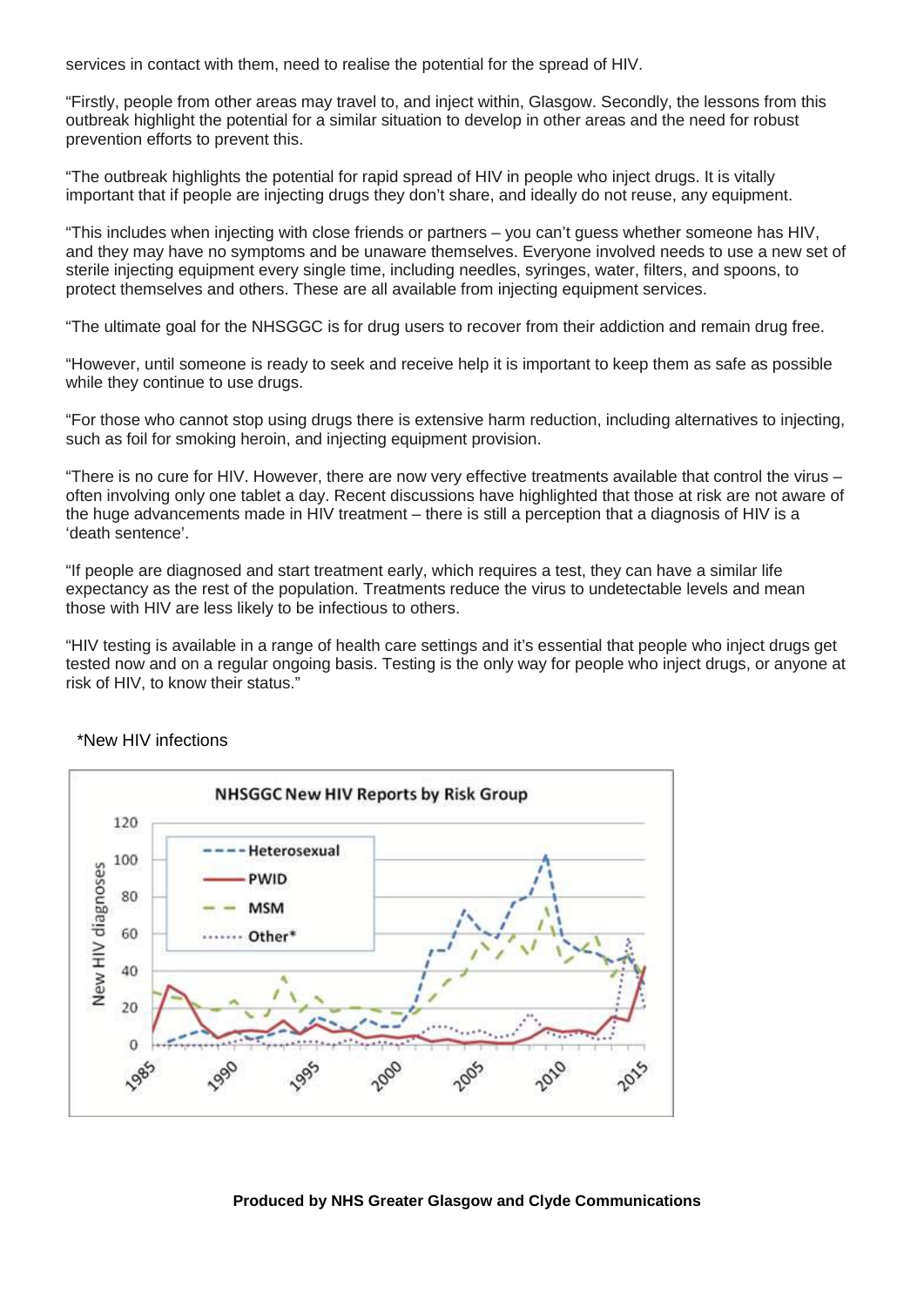services in contact with them, need to realise the potential for the spread of HIV.

"Firstly, people from other areas may travel to, and inject within, Glasgow. Secondly, the lessons from this outbreak highlight the potential for a similar situation to develop in other areas and the need for robust prevention efforts to prevent this.

"The outbreak highlights the potential for rapid spread of HIV in people who inject drugs. It is vitally important that if people are injecting drugs they don't share, and ideally do not reuse, any equipment.

"This includes when injecting with close friends or partners – you can't guess whether someone has HIV, and they may have no symptoms and be unaware themselves. Everyone involved needs to use a new set of sterile injecting equipment every single time, including needles, syringes, water, filters, and spoons, to protect themselves and others. These are all available from injecting equipment services.

"The ultimate goal for the NHSGGC is for drug users to recover from their addiction and remain drug free.

"However, until someone is ready to seek and receive help it is important to keep them as safe as possible while they continue to use drugs.

"For those who cannot stop using drugs there is extensive harm reduction, including alternatives to injecting, such as foil for smoking heroin, and injecting equipment provision.

"There is no cure for HIV. However, there are now very effective treatments available that control the virus – often involving only one tablet a day. Recent discussions have highlighted that those at risk are not aware of the huge advancements made in HIV treatment – there is still a perception that a diagnosis of HIV is a 'death sentence'.

"If people are diagnosed and start treatment early, which requires a test, they can have a similar life expectancy as the rest of the population. Treatments reduce the virus to undetectable levels and mean those with HIV are less likely to be infectious to others.

"HIV testing is available in a range of health care settings and it's essential that people who inject drugs get tested now and on a regular ongoing basis. Testing is the only way for people who inject drugs, or anyone at risk of HIV, to know their status."

*New HIV infections

NHSGGC New HIV Reports by Risk Group

New HIV diagnoses

120
100
80
60
40
20
0

Heterosexual
PWID
MSM
Other*

1985
1990
1995
2000
2005
2010
2015

**Produced by NHS Greater Glasgow and Clyde Communications**